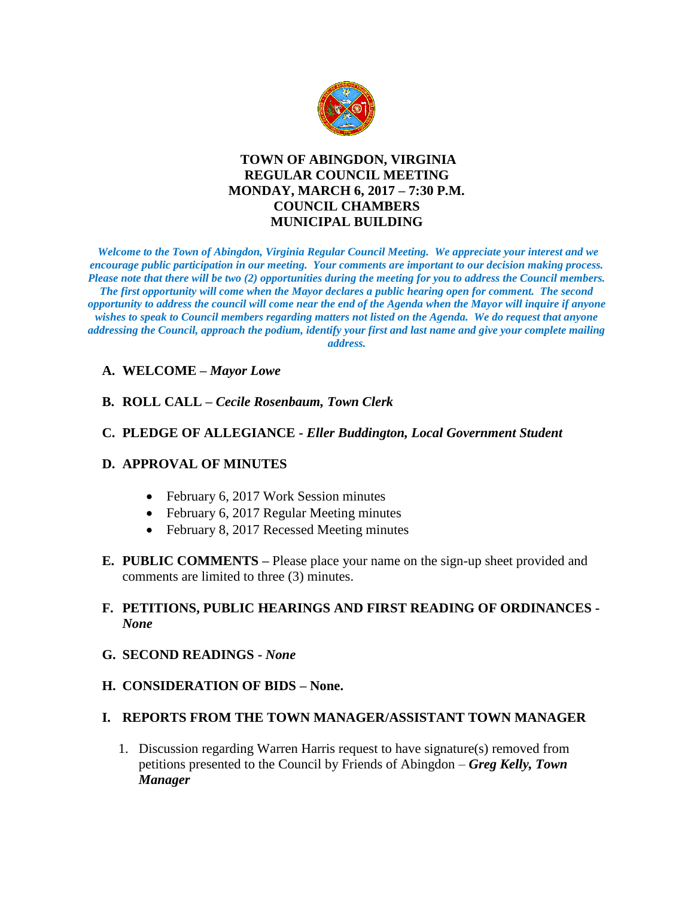# TOWN OF ABINGDON, VIRGINIA
## REGULAR COUNCIL MEETING
## MONDAY, MARCH 6, 2017 – 7:30 P.M.
## COUNCIL CHAMBERS
## MUNICIPAL BUILDING

***Welcome to the Town of Abingdon, Virginia Regular Council Meeting. We appreciate your interest and we encourage public participation in our meeting. Your comments are important to our decision making process. Please note that there will be two (2) opportunities during the meeting for you to address the Council members. The first opportunity will come when the Mayor declares a public hearing open for comment. The second opportunity to address the council will come near the end of the Agenda when the Mayor will inquire if anyone wishes to speak to Council members regarding matters not listed on the Agenda. We do request that anyone addressing the Council, approach the podium, identify your first and last name and give your complete mailing address.***

**A. WELCOME –** ***Mayor Lowe***

**B. ROLL CALL –** ***Cecile Rosenbaum, Town Clerk***

**C. PLEDGE OF ALLEGIANCE -** ***Eller Buddington, Local Government Student***

**D. APPROVAL OF MINUTES**

- February 6, 2017 Work Session minutes
- February 6, 2017 Regular Meeting minutes
- February 8, 2017 Recessed Meeting minutes

**E. PUBLIC COMMENTS –** Please place your name on the sign-up sheet provided and comments are limited to three (3) minutes.

**F. PETITIONS, PUBLIC HEARINGS AND FIRST READING OF ORDINANCES -** ***None***

**G. SECOND READINGS -** ***None***

**H. CONSIDERATION OF BIDS – None.**

**I. REPORTS FROM THE TOWN MANAGER/ASSISTANT TOWN MANAGER**

1. Discussion regarding Warren Harris request to have signature(s) removed from petitions presented to the Council by Friends of Abingdon – ***Greg Kelly, Town Manager***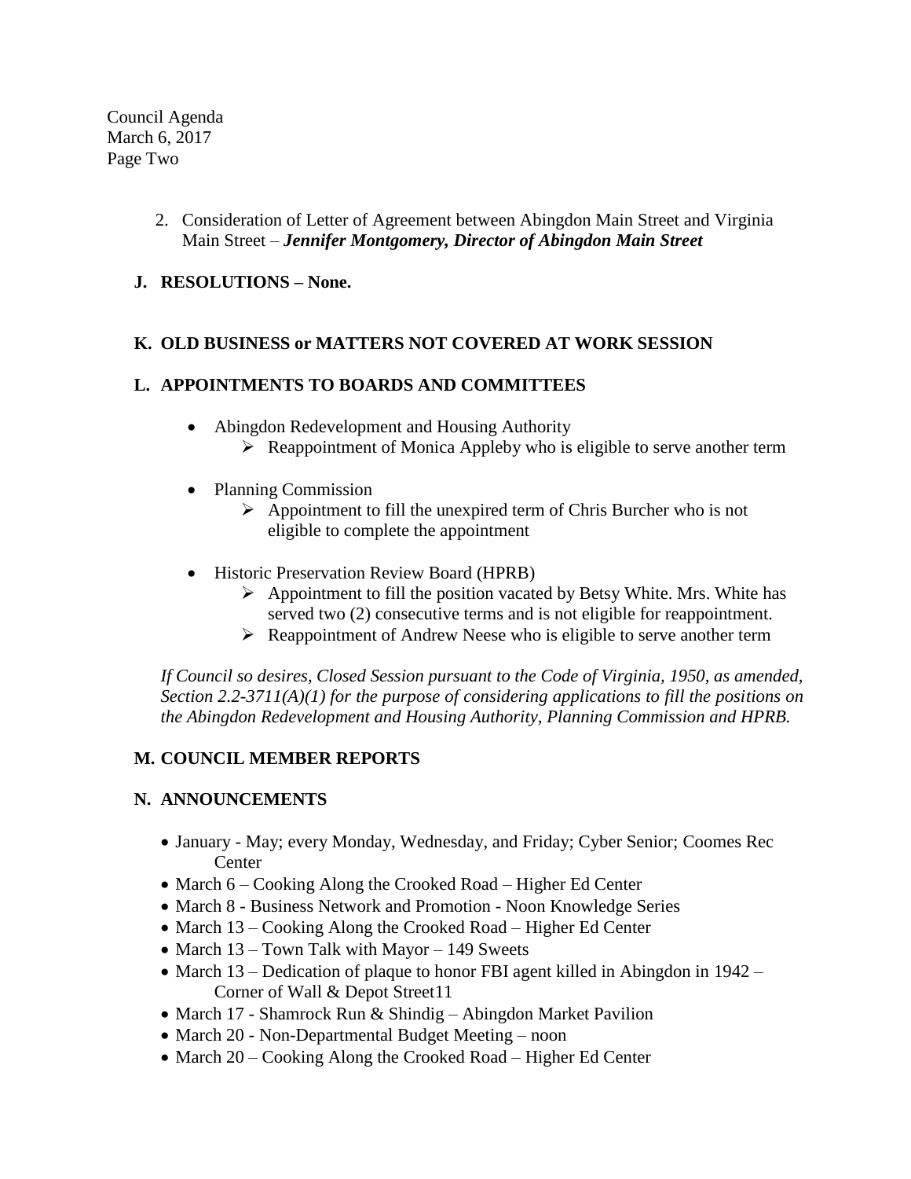2. Consideration of Letter of Agreement between Abingdon Main Street and Virginia Main Street – ***Jennifer Montgomery, Director of Abingdon Main Street***

## J. RESOLUTIONS – None.

## K. OLD BUSINESS or MATTERS NOT COVERED AT WORK SESSION

## L. APPOINTMENTS TO BOARDS AND COMMITTEES

- Abingdon Redevelopment and Housing Authority
  - Reappointment of Monica Appleby who is eligible to serve another term

- Planning Commission
  - Appointment to fill the unexpired term of Chris Burcher who is not eligible to complete the appointment

- Historic Preservation Review Board (HPRB)
  - Appointment to fill the position vacated by Betsy White. Mrs. White has served two (2) consecutive terms and is not eligible for reappointment.
  - Reappointment of Andrew Neese who is eligible to serve another term

*If Council so desires, Closed Session pursuant to the Code of Virginia, 1950, as amended, Section 2.2-3711(A)(1) for the purpose of considering applications to fill the positions on the Abingdon Redevelopment and Housing Authority, Planning Commission and HPRB.*

## M. COUNCIL MEMBER REPORTS

## N. ANNOUNCEMENTS

- January - May; every Monday, Wednesday, and Friday; Cyber Senior; Coomes Rec Center
- March 6 – Cooking Along the Crooked Road – Higher Ed Center
- March 8 - Business Network and Promotion - Noon Knowledge Series
- March 13 – Cooking Along the Crooked Road – Higher Ed Center
- March 13 – Town Talk with Mayor – 149 Sweets
- March 13 – Dedication of plaque to honor FBI agent killed in Abingdon in 1942 – Corner of Wall & Depot Street11
- March 17 - Shamrock Run & Shindig – Abingdon Market Pavilion
- March 20 - Non-Departmental Budget Meeting – noon
- March 20 – Cooking Along the Crooked Road – Higher Ed Center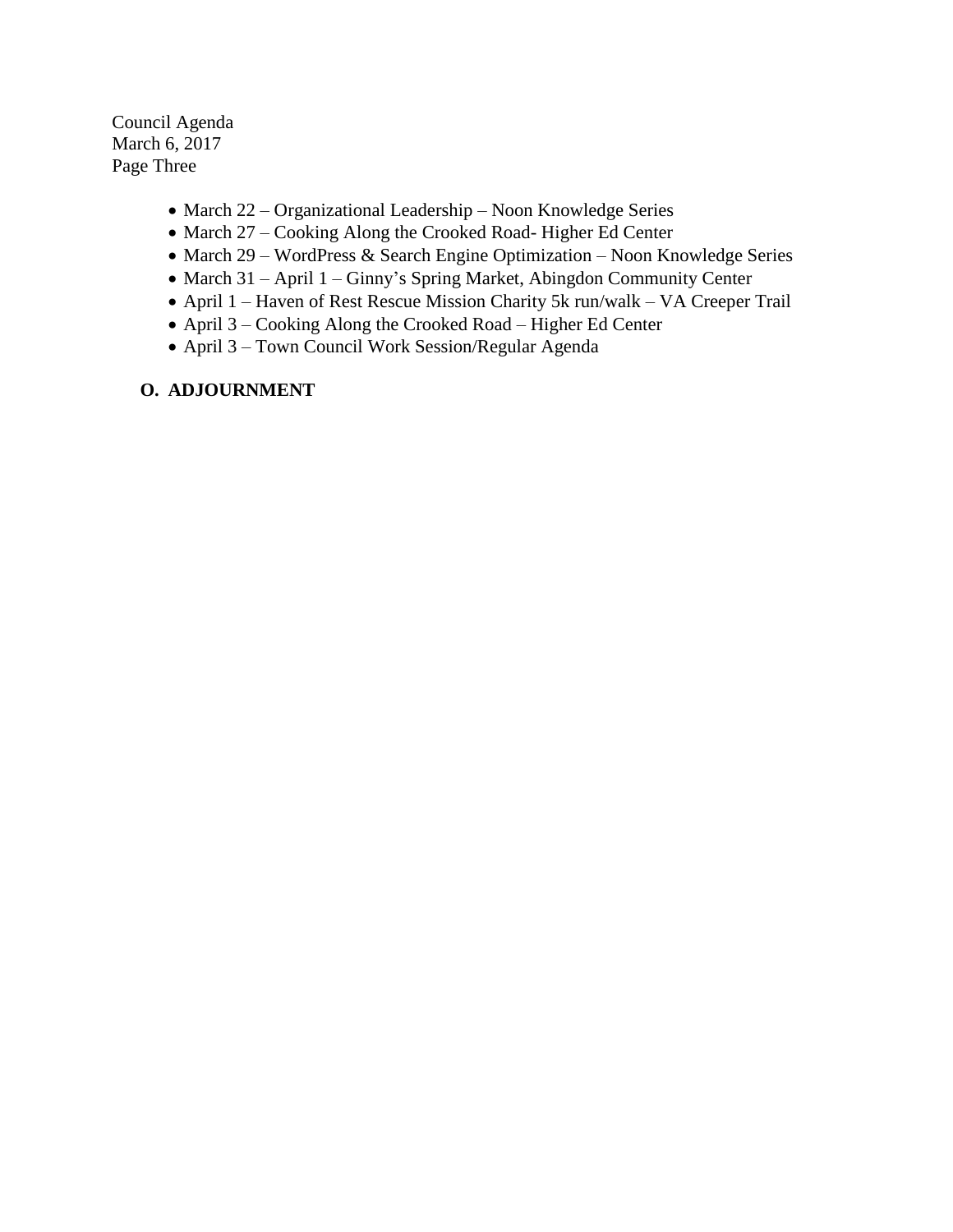- March 22 – Organizational Leadership – Noon Knowledge Series
- March 27 – Cooking Along the Crooked Road- Higher Ed Center
- March 29 – WordPress & Search Engine Optimization – Noon Knowledge Series
- March 31 – April 1 – Ginny's Spring Market, Abingdon Community Center
- April 1 – Haven of Rest Rescue Mission Charity 5k run/walk – VA Creeper Trail
- April 3 – Cooking Along the Crooked Road – Higher Ed Center
- April 3 – Town Council Work Session/Regular Agenda

**O. ADJOURNMENT**